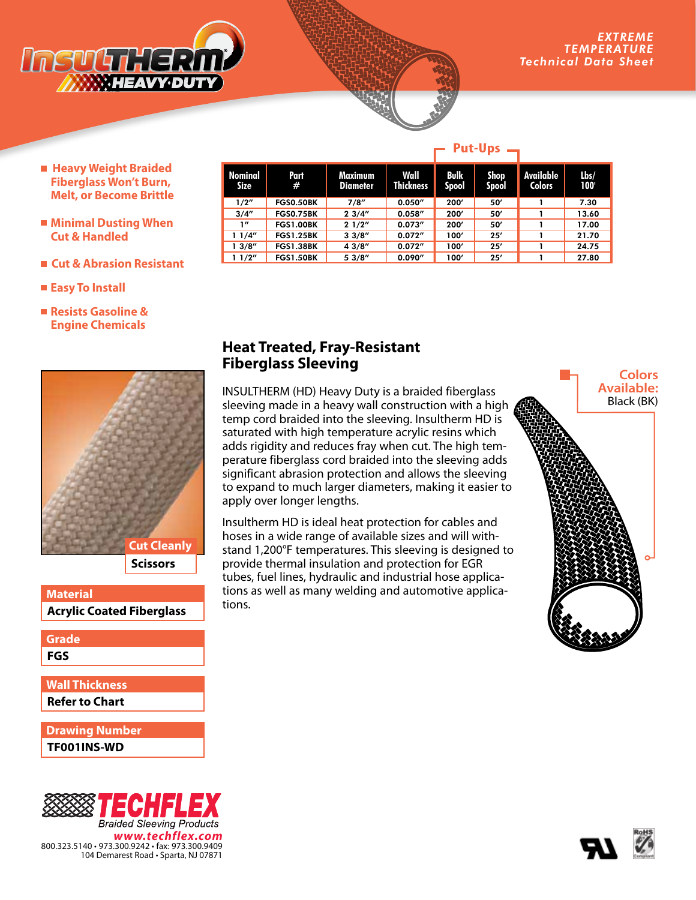# INSULTHERM HEAVY·DUTY

EXTREME TEMPERATURE
Technical Data Sheet

- Heavy Weight Braided Fiberglass Won't Burn, Melt, or Become Brittle
- Minimal Dusting When Cut & Handled
- Cut & Abrasion Resistant
- Easy To Install
- Resists Gasoline & Engine Chemicals

| Nominal Size | Part # | Maximum Diameter | Wall Thickness | Put-Ups: Bulk Spool | Put-Ups: Shop Spool | Available Colors | Lbs/ 100' |
|---|---|---|---|---|---|---|---|
| 1/2" | FGS0.50BK | 7/8" | 0.050" | 200' | 50' | 1 | 7.30 |
| 3/4" | FGS0.75BK | 2 3/4" | 0.058" | 200' | 50' | 1 | 13.60 |
| 1" | FGS1.00BK | 2 1/2" | 0.073" | 200' | 50' | 1 | 17.00 |
| 1 1/4" | FGS1.25BK | 3 3/8" | 0.072" | 100' | 25' | 1 | 21.70 |
| 1 3/8" | FGS1.38BK | 4 3/8" | 0.072" | 100' | 25' | 1 | 24.75 |
| 1 1/2" | FGS1.50BK | 5 3/8" | 0.090" | 100' | 25' | 1 | 27.80 |

## Heat Treated, Fray-Resistant Fiberglass Sleeving

INSULTHERM (HD) Heavy Duty is a braided fiberglass sleeving made in a heavy wall construction with a high temp cord braided into the sleeving. Insultherm HD is saturated with high temperature acrylic resins which adds rigidity and reduces fray when cut. The high temperature fiberglass cord braided into the sleeving adds significant abrasion protection and allows the sleeving to expand to much larger diameters, making it easier to apply over longer lengths.

Insultherm HD is ideal heat protection for cables and hoses in a wide range of available sizes and will withstand 1,200°F temperatures. This sleeving is designed to provide thermal insulation and protection for EGR tubes, fuel lines, hydraulic and industrial hose applications as well as many welding and automotive applications.

**Colors Available:**
Black (BK)

**Cut Cleanly**
Scissors

**Material**
Acrylic Coated Fiberglass

**Grade**
FGS

**Wall Thickness**
Refer to Chart

**Drawing Number**
TF001INS-WD

**TECHFLEX**
Braided Sleeving Products
www.techflex.com
800.323.5140 • 973.300.9242 • fax: 973.300.9409
104 Demarest Road • Sparta, NJ 07871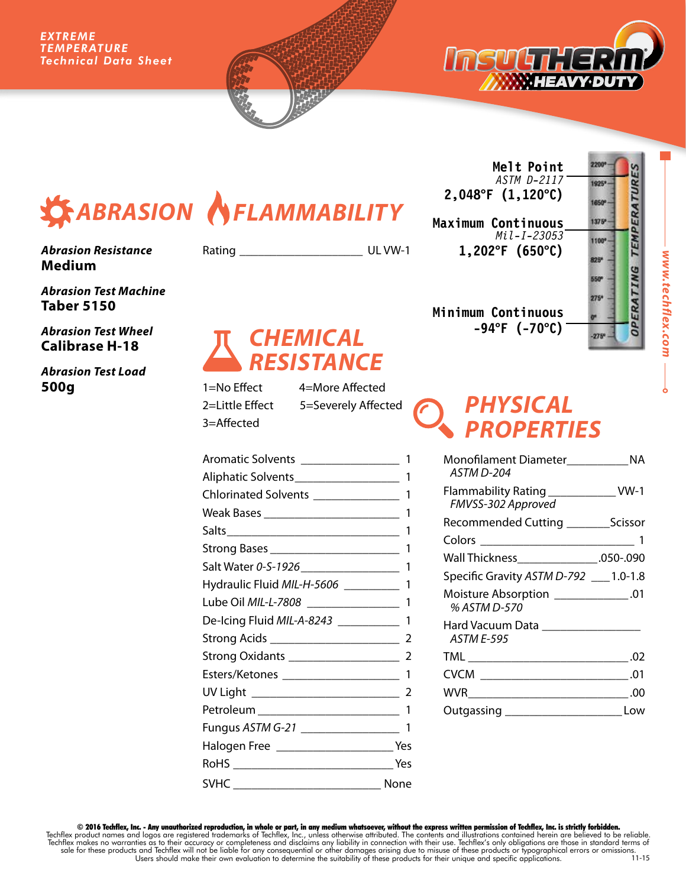*EXTREME TEMPERATURE*
*Technical Data Sheet*

INSULTHERM® HEAVY·DUTY

**Melt Point**
*ASTM D-2117*
**2,048°F (1,120°C)**

**Maximum Continuous**
*Mil-I-23053*
**1,202°F (650°C)**

**Minimum Continuous**
**-94°F (-70°C)**

OPERATING TEMPERATURES

2200°
1925°
1650°
1375°
1100°
825°
550°
275°
0°
-275°

www.techflex.com

## ABRASION

***Abrasion Resistance***
**Medium**

***Abrasion Test Machine***
**Taber 5150**

***Abrasion Test Wheel***
**Calibrase H-18**

***Abrasion Test Load***
**500g**

## FLAMMABILITY

| | |
|---|---|
| Rating | UL VW-1 |

## CHEMICAL RESISTANCE

1=No Effect
2=Little Effect
3=Affected
4=More Affected
5=Severely Affected

| | |
|---|---|
| Aromatic Solvents | 1 |
| Aliphatic Solvents | 1 |
| Chlorinated Solvents | 1 |
| Weak Bases | 1 |
| Salts | 1 |
| Strong Bases | 1 |
| Salt Water *0-S-1926* | 1 |
| Hydraulic Fluid *MIL-H-5606* | 1 |
| Lube Oil *MIL-L-7808* | 1 |
| De-Icing Fluid *MIL-A-8243* | 1 |
| Strong Acids | 2 |
| Strong Oxidants | 2 |
| Esters/Ketones | 1 |
| UV Light | 2 |
| Petroleum | 1 |
| Fungus *ASTM G-21* | 1 |
| Halogen Free | Yes |
| RoHS | Yes |
| SVHC | None |

## PHYSICAL PROPERTIES

| | |
|---|---|
| Monofilament Diameter *ASTM D-204* | NA |
| Flammability Rating *FMVSS-302 Approved* | VW-1 |
| Recommended Cutting | Scissor |
| Colors | 1 |
| Wall Thickness | .050-.090 |
| Specific Gravity *ASTM D-792* | 1.0-1.8 |
| Moisture Absorption *% ASTM D-570* | .01 |
| Hard Vacuum Data *ASTM E-595* | |
| TML | .02 |
| CVCM | .01 |
| WVR | .00 |
| Outgassing | Low |

**© 2016 Techflex, Inc. - Any unauthorized reproduction, in whole or part, in any medium whatsoever, without the express written permission of Techflex, Inc. is strictly forbidden.**
Techflex product names and logos are registered trademarks of Techflex, Inc., unless otherwise attributed. The contents and illustrations contained herein are believed to be reliable. Techflex makes no warranties as to their accuracy or completeness and disclaims any liability in connection with their use. Techflex's only obligations are those in standard terms of sale for these products and Techflex will not be liable for any consequential or other damages arising due to misuse of these products or typographical errors or omissions. Users should make their own evaluation to determine the suitability of these products for their unique and specific applications.
11-15